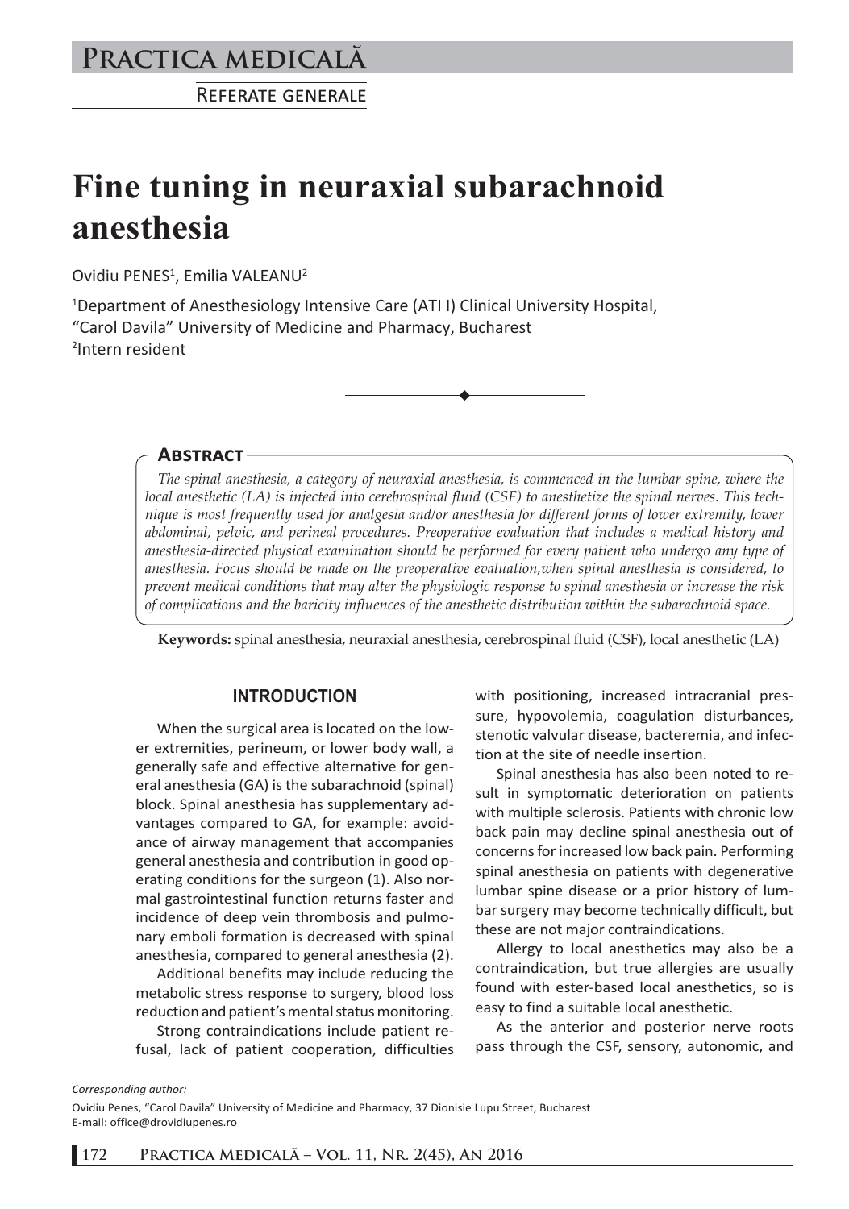# Fine tuning in neuraxial subarachnoid anesthesia

Ovidiu PENES[1], Emilia VALEANU[2]

[1]Department of Anesthesiology Intensive Care (ATI I) Clinical University Hospital, "Carol Davila" University of Medicine and Pharmacy, Bucharest
[2]Intern resident

## Abstract

*The spinal anesthesia, a category of neuraxial anesthesia, is commenced in the lumbar spine, where the local anesthetic (LA) is injected into cerebrospinal fluid (CSF) to anesthetize the spinal nerves. This technique is most frequently used for analgesia and/or anesthesia for different forms of lower extremity, lower abdominal, pelvic, and perineal procedures. Preoperative evaluation that includes a medical history and anesthesia-directed physical examination should be performed for every patient who undergo any type of anesthesia. Focus should be made on the preoperative evaluation,when spinal anesthesia is considered, to prevent medical conditions that may alter the physiologic response to spinal anesthesia or increase the risk of complications and the baricity influences of the anesthetic distribution within the subarachnoid space.*

**Keywords:** spinal anesthesia, neuraxial anesthesia, cerebrospinal fluid (CSF), local anesthetic (LA)

## INTRODUCTION

When the surgical area is located on the lower extremities, perineum, or lower body wall, a generally safe and effective alternative for general anesthesia (GA) is the subarachnoid (spinal) block. Spinal anesthesia has supplementary advantages compared to GA, for example: avoidance of airway management that accompanies general anesthesia and contribution in good operating conditions for the surgeon (1). Also normal gastrointestinal function returns faster and incidence of deep vein thrombosis and pulmonary emboli formation is decreased with spinal anesthesia, compared to general anesthesia (2).

Additional benefits may include reducing the metabolic stress response to surgery, blood loss reduction and patient's mental status monitoring.

Strong contraindications include patient refusal, lack of patient cooperation, difficulties with positioning, increased intracranial pressure, hypovolemia, coagulation disturbances, stenotic valvular disease, bacteremia, and infection at the site of needle insertion.

Spinal anesthesia has also been noted to result in symptomatic deterioration on patients with multiple sclerosis. Patients with chronic low back pain may decline spinal anesthesia out of concerns for increased low back pain. Performing spinal anesthesia on patients with degenerative lumbar spine disease or a prior history of lumbar surgery may become technically difficult, but these are not major contraindications.

Allergy to local anesthetics may also be a contraindication, but true allergies are usually found with ester-based local anesthetics, so is easy to find a suitable local anesthetic.

As the anterior and posterior nerve roots pass through the CSF, sensory, autonomic, and

*Corresponding author:*

Ovidiu Penes, "Carol Davila" University of Medicine and Pharmacy, 37 Dionisie Lupu Street, Bucharest
E-mail: office@drovidiupenes.ro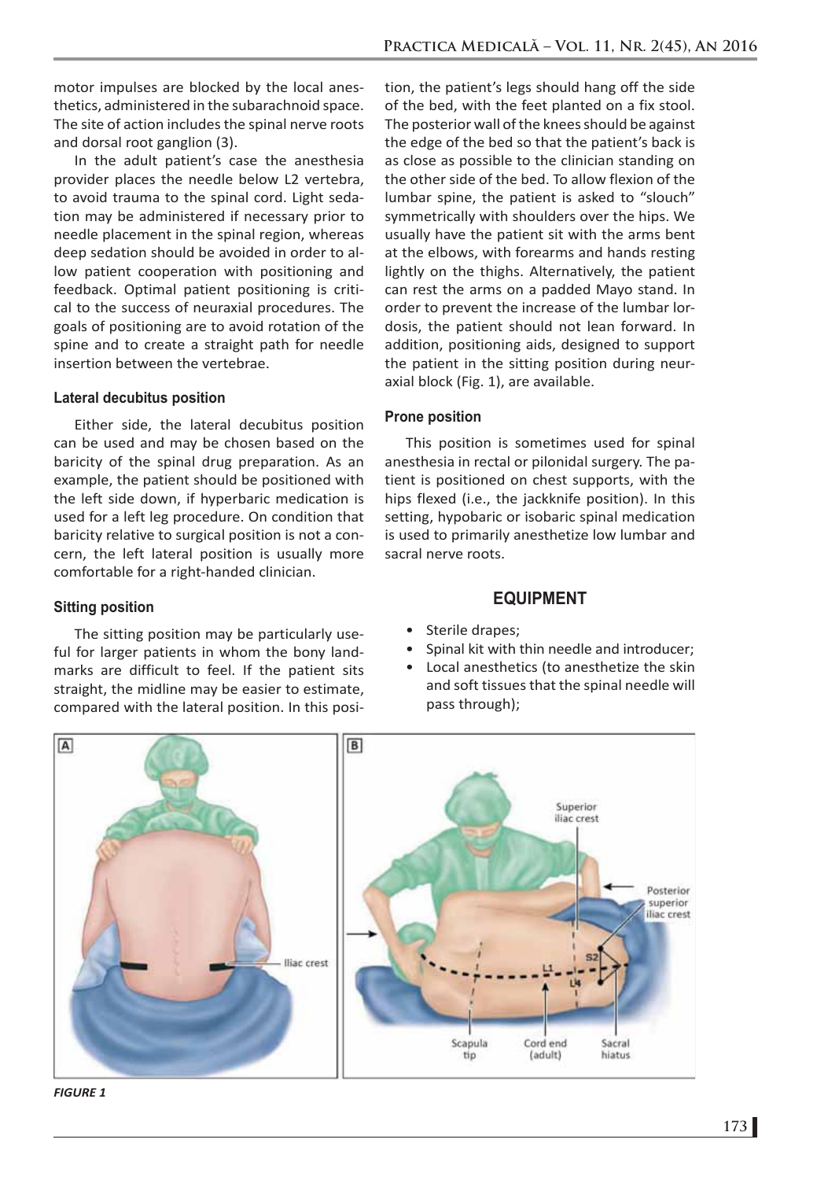motor impulses are blocked by the local anesthetics, administered in the subarachnoid space. The site of action includes the spinal nerve roots and dorsal root ganglion (3).

In the adult patient's case the anesthesia provider places the needle below L2 vertebra, to avoid trauma to the spinal cord. Light sedation may be administered if necessary prior to needle placement in the spinal region, whereas deep sedation should be avoided in order to allow patient cooperation with positioning and feedback. Optimal patient positioning is critical to the success of neuraxial procedures. The goals of positioning are to avoid rotation of the spine and to create a straight path for needle insertion between the vertebrae.

### Lateral decubitus position

Either side, the lateral decubitus position can be used and may be chosen based on the baricity of the spinal drug preparation. As an example, the patient should be positioned with the left side down, if hyperbaric medication is used for a left leg procedure. On condition that baricity relative to surgical position is not a concern, the left lateral position is usually more comfortable for a right-handed clinician.

### Sitting position

The sitting position may be particularly useful for larger patients in whom the bony landmarks are difficult to feel. If the patient sits straight, the midline may be easier to estimate, compared with the lateral position. In this position, the patient's legs should hang off the side of the bed, with the feet planted on a fix stool. The posterior wall of the knees should be against the edge of the bed so that the patient's back is as close as possible to the clinician standing on the other side of the bed. To allow flexion of the lumbar spine, the patient is asked to "slouch" symmetrically with shoulders over the hips. We usually have the patient sit with the arms bent at the elbows, with forearms and hands resting lightly on the thighs. Alternatively, the patient can rest the arms on a padded Mayo stand. In order to prevent the increase of the lumbar lordosis, the patient should not lean forward. In addition, positioning aids, designed to support the patient in the sitting position during neuraxial block (Fig. 1), are available.

### Prone position

This position is sometimes used for spinal anesthesia in rectal or pilonidal surgery. The patient is positioned on chest supports, with the hips flexed (i.e., the jackknife position). In this setting, hypobaric or isobaric spinal medication is used to primarily anesthetize low lumbar and sacral nerve roots.

## EQUIPMENT

- Sterile drapes;
- Spinal kit with thin needle and introducer;
- Local anesthetics (to anesthetize the skin and soft tissues that the spinal needle will pass through);

*FIGURE 1*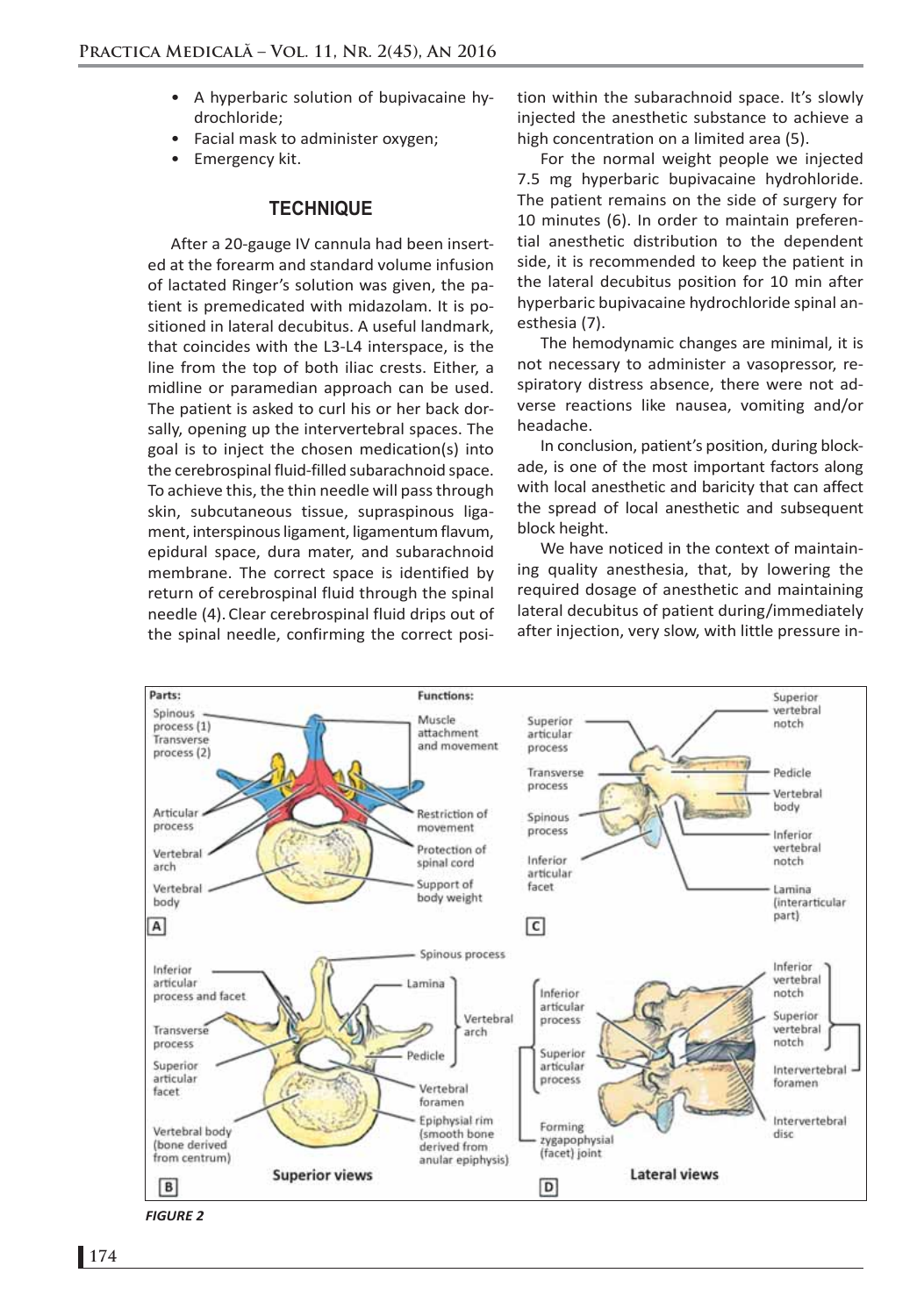- A hyperbaric solution of bupivacaine hydrochloride;
- Facial mask to administer oxygen;
- Emergency kit.

## TECHNIQUE

After a 20-gauge IV cannula had been inserted at the forearm and standard volume infusion of lactated Ringer's solution was given, the patient is premedicated with midazolam. It is positioned in lateral decubitus. A useful landmark, that coincides with the L3-L4 interspace, is the line from the top of both iliac crests. Either, a midline or paramedian approach can be used. The patient is asked to curl his or her back dorsally, opening up the intervertebral spaces. The goal is to inject the chosen medication(s) into the cerebrospinal fluid-filled subarachnoid space. To achieve this, the thin needle will pass through skin, subcutaneous tissue, supraspinous ligament, interspinous ligament, ligamentum flavum, epidural space, dura mater, and subarachnoid membrane. The correct space is identified by return of cerebrospinal fluid through the spinal needle (4). Clear cerebrospinal fluid drips out of the spinal needle, confirming the correct position within the subarachnoid space. It's slowly injected the anesthetic substance to achieve a high concentration on a limited area (5).

For the normal weight people we injected 7.5 mg hyperbaric bupivacaine hydrohloride. The patient remains on the side of surgery for 10 minutes (6). In order to maintain preferential anesthetic distribution to the dependent side, it is recommended to keep the patient in the lateral decubitus position for 10 min after hyperbaric bupivacaine hydrochloride spinal anesthesia (7).

The hemodynamic changes are minimal, it is not necessary to administer a vasopressor, respiratory distress absence, there were not adverse reactions like nausea, vomiting and/or headache.

In conclusion, patient's position, during blockade, is one of the most important factors along with local anesthetic and baricity that can affect the spread of local anesthetic and subsequent block height.

We have noticed in the context of maintaining quality anesthesia, that, by lowering the required dosage of anesthetic and maintaining lateral decubitus of patient during/immediately after injection, very slow, with little pressure in-

*FIGURE 2*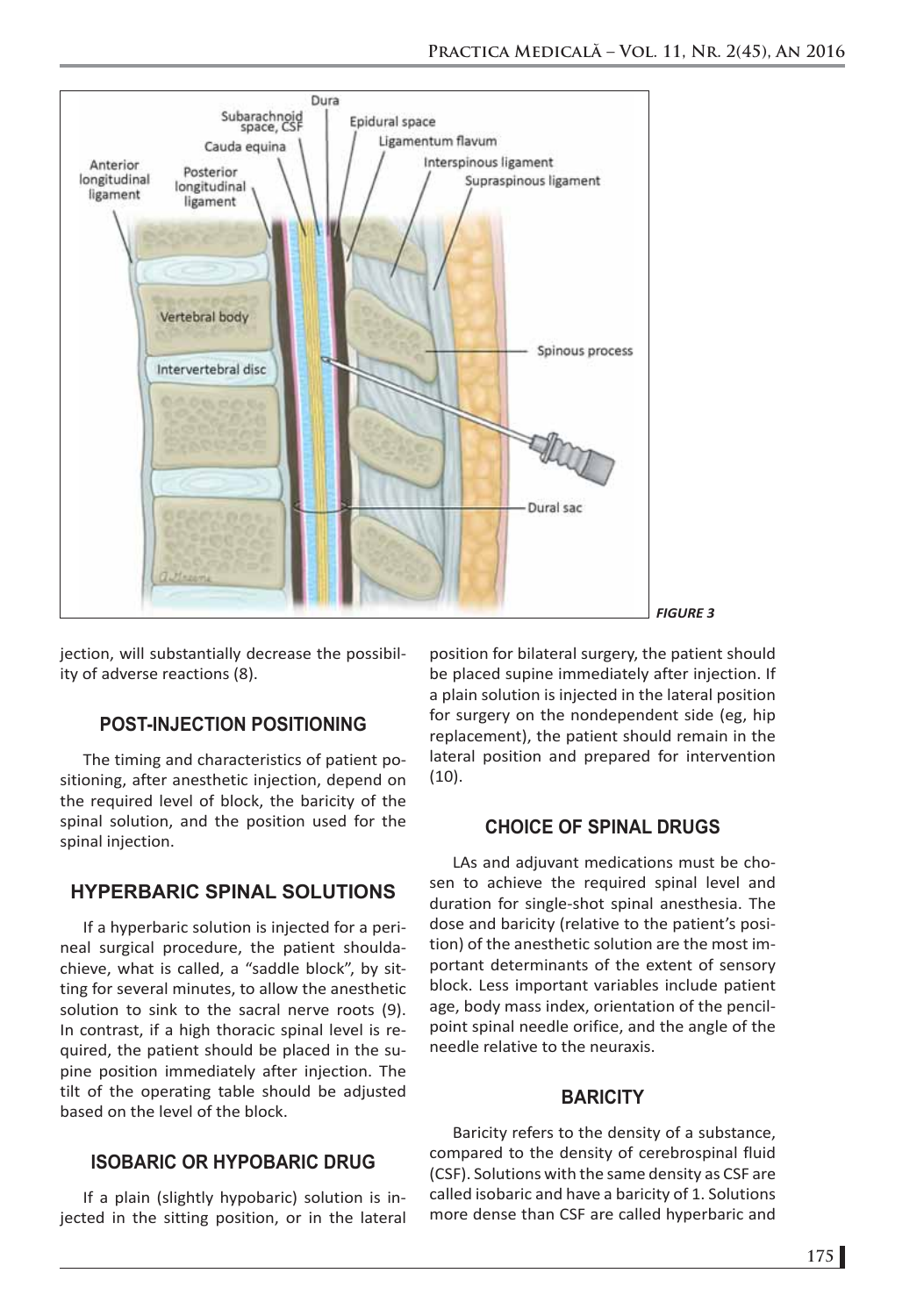*FIGURE 3*

jection, will substantially decrease the possibility of adverse reactions (8).

## POST-INJECTION POSITIONING

The timing and characteristics of patient positioning, after anesthetic injection, depend on the required level of block, the baricity of the spinal solution, and the position used for the spinal injection.

## HYPERBARIC SPINAL SOLUTIONS

If a hyperbaric solution is injected for a perineal surgical procedure, the patient shouldachieve, what is called, a "saddle block", by sitting for several minutes, to allow the anesthetic solution to sink to the sacral nerve roots (9). In contrast, if a high thoracic spinal level is required, the patient should be placed in the supine position immediately after injection. The tilt of the operating table should be adjusted based on the level of the block.

## ISOBARIC OR HYPOBARIC DRUG

If a plain (slightly hypobaric) solution is injected in the sitting position, or in the lateral position for bilateral surgery, the patient should be placed supine immediately after injection. If a plain solution is injected in the lateral position for surgery on the nondependent side (eg, hip replacement), the patient should remain in the lateral position and prepared for intervention (10).

## CHOICE OF SPINAL DRUGS

LAs and adjuvant medications must be chosen to achieve the required spinal level and duration for single-shot spinal anesthesia. The dose and baricity (relative to the patient's position) of the anesthetic solution are the most important determinants of the extent of sensory block. Less important variables include patient age, body mass index, orientation of the pencil-point spinal needle orifice, and the angle of the needle relative to the neuraxis.

## BARICITY

Baricity refers to the density of a substance, compared to the density of cerebrospinal fluid (CSF). Solutions with the same density as CSF are called isobaric and have a baricity of 1. Solutions more dense than CSF are called hyperbaric and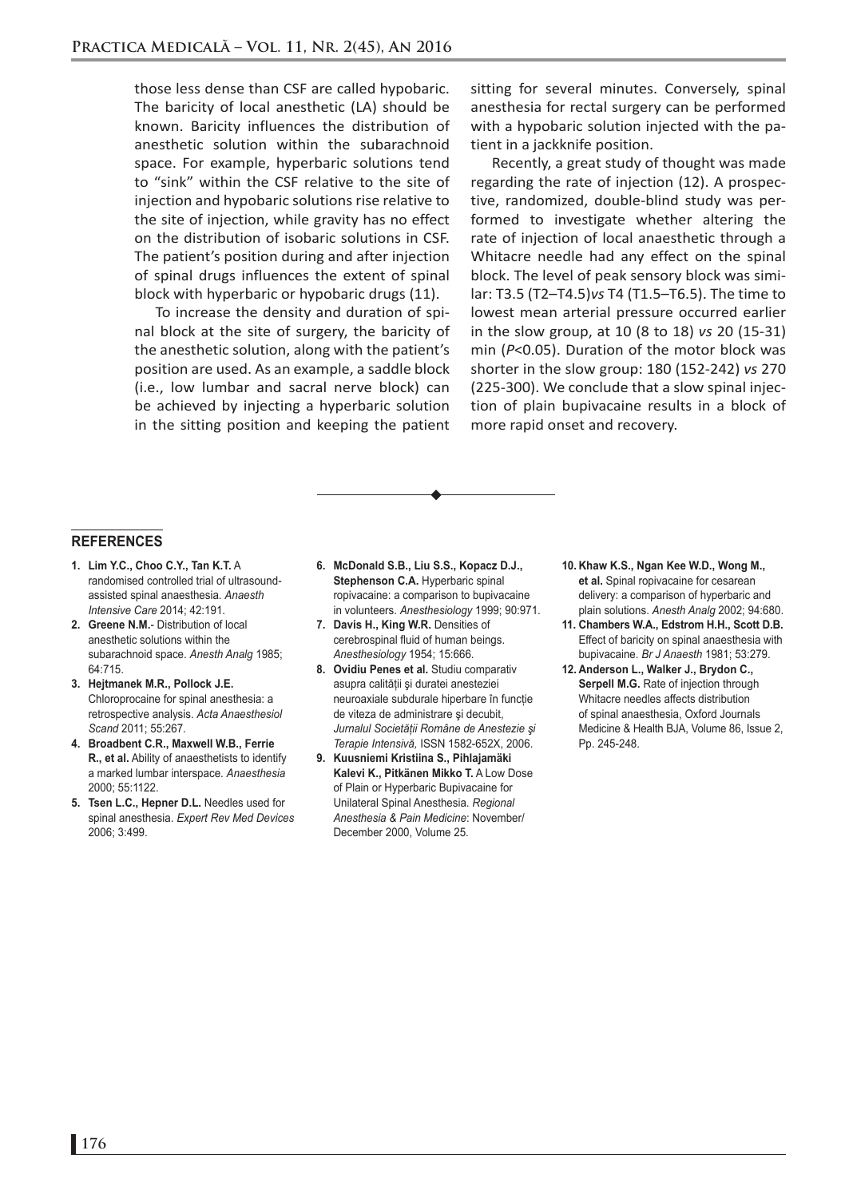those less dense than CSF are called hypobaric. The baricity of local anesthetic (LA) should be known. Baricity influences the distribution of anesthetic solution within the subarachnoid space. For example, hyperbaric solutions tend to "sink" within the CSF relative to the site of injection and hypobaric solutions rise relative to the site of injection, while gravity has no effect on the distribution of isobaric solutions in CSF. The patient's position during and after injection of spinal drugs influences the extent of spinal block with hyperbaric or hypobaric drugs (11).

To increase the density and duration of spinal block at the site of surgery, the baricity of the anesthetic solution, along with the patient's position are used. As an example, a saddle block (i.e., low lumbar and sacral nerve block) can be achieved by injecting a hyperbaric solution in the sitting position and keeping the patient sitting for several minutes. Conversely, spinal anesthesia for rectal surgery can be performed with a hypobaric solution injected with the patient in a jackknife position.

Recently, a great study of thought was made regarding the rate of injection (12). A prospective, randomized, double-blind study was performed to investigate whether altering the rate of injection of local anaesthetic through a Whitacre needle had any effect on the spinal block. The level of peak sensory block was similar: T3.5 (T2–T4.5)*vs* T4 (T1.5–T6.5). The time to lowest mean arterial pressure occurred earlier in the slow group, at 10 (8 to 18) *vs* 20 (15-31) min ($P<0.05$). Duration of the motor block was shorter in the slow group: 180 (152-242) *vs* 270 (225-300). We conclude that a slow spinal injection of plain bupivacaine results in a block of more rapid onset and recovery.

## REFERENCES

1. **Lim Y.C., Choo C.Y., Tan K.T.** A randomised controlled trial of ultrasound-assisted spinal anaesthesia. *Anaesth Intensive Care* 2014; 42:191.
2. **Greene N.M.**- Distribution of local anesthetic solutions within the subarachnoid space. *Anesth Analg* 1985; 64:715.
3. **Hejtmanek M.R., Pollock J.E.** Chloroprocaine for spinal anesthesia: a retrospective analysis. *Acta Anaesthesiol Scand* 2011; 55:267.
4. **Broadbent C.R., Maxwell W.B., Ferrie R., et al.** Ability of anaesthetists to identify a marked lumbar interspace. *Anaesthesia* 2000; 55:1122.
5. **Tsen L.C., Hepner D.L.** Needles used for spinal anesthesia. *Expert Rev Med Devices* 2006; 3:499.
6. **McDonald S.B., Liu S.S., Kopacz D.J., Stephenson C.A.** Hyperbaric spinal ropivacaine: a comparison to bupivacaine in volunteers. *Anesthesiology* 1999; 90:971.
7. **Davis H., King W.R.** Densities of cerebrospinal fluid of human beings. *Anesthesiology* 1954; 15:666.
8. **Ovidiu Penes et al.** Studiu comparativ asupra calității şi duratei anesteziei neuroaxiale subdurale hiperbare în funcție de viteza de administrare şi decubit, *Jurnalul Societății Române de Anestezie şi Terapie Intensivă,* ISSN 1582-652X, 2006.
9. **Kuusniemi Kristiina S., Pihlajamäki Kalevi K., Pitkänen Mikko T.** A Low Dose of Plain or Hyperbaric Bupivacaine for Unilateral Spinal Anesthesia. *Regional Anesthesia & Pain Medicine*: November/ December 2000, Volume 25.
10. **Khaw K.S., Ngan Kee W.D., Wong M., et al.** Spinal ropivacaine for cesarean delivery: a comparison of hyperbaric and plain solutions. *Anesth Analg* 2002; 94:680.
11. **Chambers W.A., Edstrom H.H., Scott D.B.** Effect of baricity on spinal anaesthesia with bupivacaine. *Br J Anaesth* 1981; 53:279.
12. **Anderson L., Walker J., Brydon C., Serpell M.G.** Rate of injection through Whitacre needles affects distribution of spinal anaesthesia, Oxford Journals Medicine & Health BJA, Volume 86, Issue 2, Pp. 245-248.